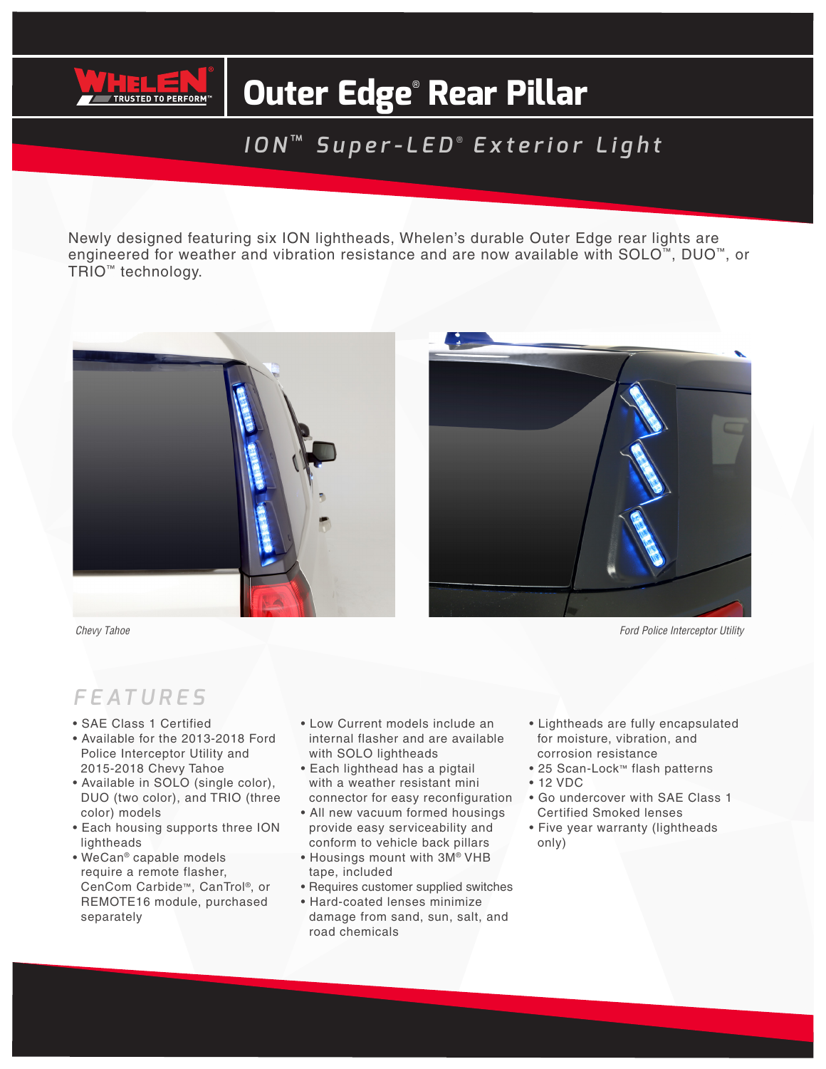# Outer Edge® Rear Pillar

## ION™ Super-LED® Exterior Light

Newly designed featuring six ION lightheads, Whelen's durable Outer Edge rear lights are engineered for weather and vibration resistance and are now available with SOLO™, DUO™, or TRIO™ technology.

*Chevy Tahoe*

*Ford Police Interceptor Utility*

## FEATURES

- SAE Class 1 Certified
- Available for the 2013-2018 Ford Police Interceptor Utility and 2015-2018 Chevy Tahoe
- Available in SOLO (single color), DUO (two color), and TRIO (three color) models
- Each housing supports three ION lightheads
- WeCan® capable models require a remote flasher, CenCom Carbide™, CanTrol®, or REMOTE16 module, purchased separately
- Low Current models include an internal flasher and are available with SOLO lightheads
- Each lighthead has a pigtail with a weather resistant mini connector for easy reconfiguration
- All new vacuum formed housings provide easy serviceability and conform to vehicle back pillars
- Housings mount with 3M® VHB tape, included
- Requires customer supplied switches
- Hard-coated lenses minimize damage from sand, sun, salt, and road chemicals
- Lightheads are fully encapsulated for moisture, vibration, and corrosion resistance
- 25 Scan-Lock™ flash patterns
- 12 VDC
- Go undercover with SAE Class 1 Certified Smoked lenses
- Five year warranty (lightheads only)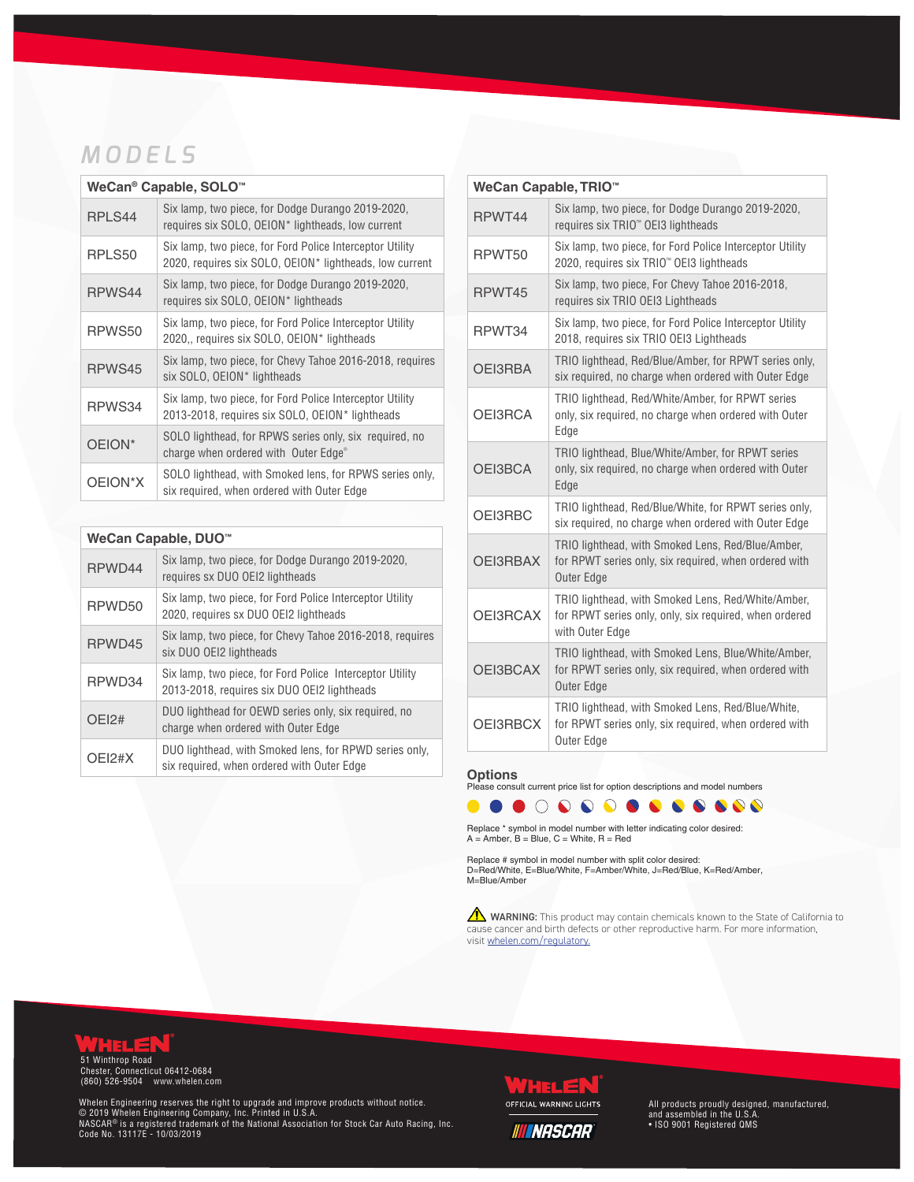# MODELS

| WeCan® Capable, SOLO™ | |
|---|---|
| RPLS44 | Six lamp, two piece, for Dodge Durango 2019-2020, requires six SOLO, OEION* lightheads, low current |
| RPLS50 | Six lamp, two piece, for Ford Police Interceptor Utility 2020, requires six SOLO, OEION* lightheads, low current |
| RPWS44 | Six lamp, two piece, for Dodge Durango 2019-2020, requires six SOLO, OEION* lightheads |
| RPWS50 | Six lamp, two piece, for Ford Police Interceptor Utility 2020,, requires six SOLO, OEION* lightheads |
| RPWS45 | Six lamp, two piece, for Chevy Tahoe 2016-2018, requires six SOLO, OEION* lightheads |
| RPWS34 | Six lamp, two piece, for Ford Police Interceptor Utility 2013-2018, requires six SOLO, OEION* lightheads |
| OEION* | SOLO lighthead, for RPWS series only, six required, no charge when ordered with Outer Edge® |
| OEION*X | SOLO lighthead, with Smoked lens, for RPWS series only, six required, when ordered with Outer Edge |

| WeCan Capable, DUO™ | |
|---|---|
| RPWD44 | Six lamp, two piece, for Dodge Durango 2019-2020, requires sx DUO OEI2 lightheads |
| RPWD50 | Six lamp, two piece, for Ford Police Interceptor Utility 2020, requires sx DUO OEI2 lightheads |
| RPWD45 | Six lamp, two piece, for Chevy Tahoe 2016-2018, requires six DUO OEI2 lightheads |
| RPWD34 | Six lamp, two piece, for Ford Police Interceptor Utility 2013-2018, requires six DUO OEI2 lightheads |
| OEI2# | DUO lighthead for OEWD series only, six required, no charge when ordered with Outer Edge |
| OEI2#X | DUO lighthead, with Smoked lens, for RPWD series only, six required, when ordered with Outer Edge |

| WeCan Capable, TRIO™ | |
|---|---|
| RPWT44 | Six lamp, two piece, for Dodge Durango 2019-2020, requires six TRIO™ OEI3 lightheads |
| RPWT50 | Six lamp, two piece, for Ford Police Interceptor Utility 2020, requires six TRIO™ OEI3 lightheads |
| RPWT45 | Six lamp, two piece, For Chevy Tahoe 2016-2018, requires six TRIO OEI3 Lightheads |
| RPWT34 | Six lamp, two piece, for Ford Police Interceptor Utility 2018, requires six TRIO OEI3 Lightheads |
| OEI3RBA | TRIO lighthead, Red/Blue/Amber, for RPWT series only, six required, no charge when ordered with Outer Edge |
| OEI3RCA | TRIO lighthead, Red/White/Amber, for RPWT series only, six required, no charge when ordered with Outer Edge |
| OEI3BCA | TRIO lighthead, Blue/White/Amber, for RPWT series only, six required, no charge when ordered with Outer Edge |
| OEI3RBC | TRIO lighthead, Red/Blue/White, for RPWT series only, six required, no charge when ordered with Outer Edge |
| OEI3RBAX | TRIO lighthead, with Smoked Lens, Red/Blue/Amber, for RPWT series only, six required, when ordered with Outer Edge |
| OEI3RCAX | TRIO lighthead, with Smoked Lens, Red/White/Amber, for RPWT series only, only, six required, when ordered with Outer Edge |
| OEI3BCAX | TRIO lighthead, with Smoked Lens, Blue/White/Amber, for RPWT series only, six required, when ordered with Outer Edge |
| OEI3RBCX | TRIO lighthead, with Smoked Lens, Red/Blue/White, for RPWT series only, six required, when ordered with Outer Edge |

## Options

Please consult current price list for option descriptions and model numbers

Replace * symbol in model number with letter indicating color desired:
A = Amber, B = Blue, C = White, R = Red

Replace # symbol in model number with split color desired:
D=Red/White, E=Blue/White, F=Amber/White, J=Red/Blue, K=Red/Amber, M=Blue/Amber

⚠ **WARNING:** This product may contain chemicals known to the State of California to cause cancer and birth defects or other reproductive harm. For more information, visit whelen.com/regulatory.

WHELEN®
51 Winthrop Road
Chester, Connecticut 06412-0684
(860) 526-9504 www.whelen.com

Whelen Engineering reserves the right to upgrade and improve products without notice.
© 2019 Whelen Engineering Company, Inc. Printed in U.S.A.
NASCAR® is a registered trademark of the National Association for Stock Car Auto Racing, Inc.
Code No. 13117E - 10/03/2019

WHELEN® OFFICIAL WARNING LIGHTS NASCAR

All products proudly designed, manufactured, and assembled in the U.S.A.
• ISO 9001 Registered QMS